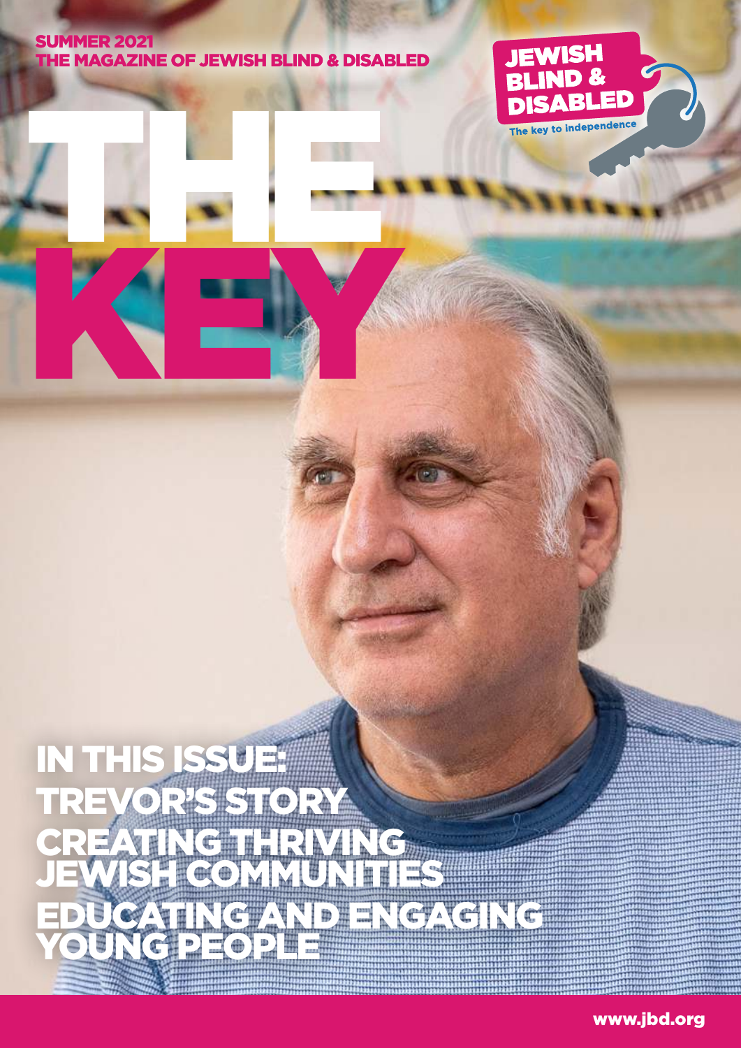SUMMER 2021
THE MAGAZINE OF JEWISH BLIND & DISABLED

JEWISH BLIND & DISABLED
The key to independence

# THE KEY

## IN THIS ISSUE:
## TREVOR'S STORY
## CREATING THRIVING JEWISH COMMUNITIES
## EDUCATING AND ENGAGING YOUNG PEOPLE

www.jbd.org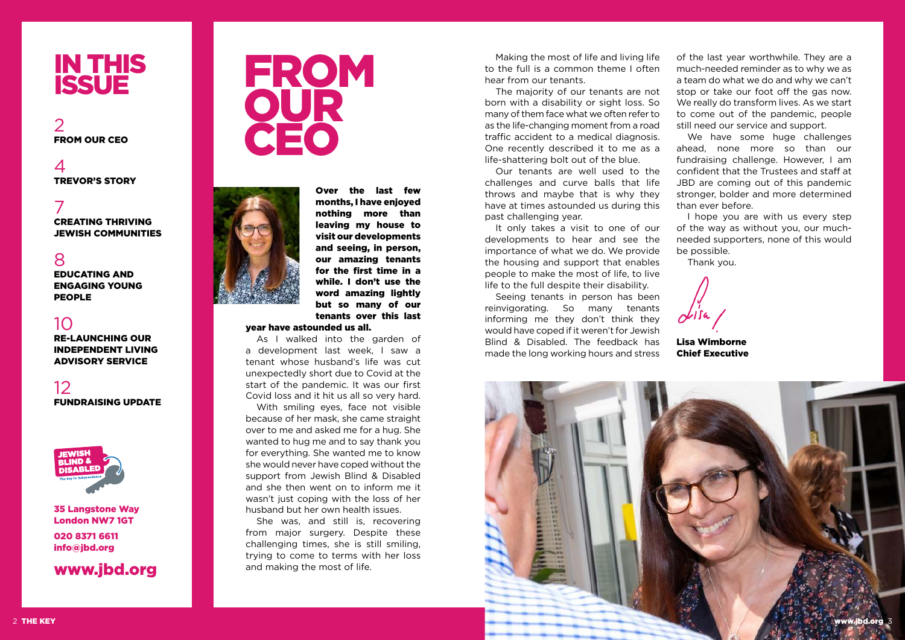# IN THIS ISSUE

2
**FROM OUR CEO**

4
**TREVOR'S STORY**

7
**CREATING THRIVING JEWISH COMMUNITIES**

8
**EDUCATING AND ENGAGING YOUNG PEOPLE**

10
**RE-LAUNCHING OUR INDEPENDENT LIVING ADVISORY SERVICE**

12
**FUNDRAISING UPDATE**

JEWISH BLIND & DISABLED
The key to independence

**35 Langstone Way**
**London NW7 1GT**

**020 8371 6611**
**info@jbd.org**

**www.jbd.org**

# FROM OUR CEO

**Over the last few months, I have enjoyed nothing more than leaving my house to visit our developments and seeing, in person, our amazing tenants for the first time in a while. I don't use the word amazing lightly but so many of our tenants over this last year have astounded us all.**

As I walked into the garden of a development last week, I saw a tenant whose husband's life was cut unexpectedly short due to Covid at the start of the pandemic. It was our first Covid loss and it hit us all so very hard.

With smiling eyes, face not visible because of her mask, she came straight over to me and asked me for a hug. She wanted to hug me and to say thank you for everything. She wanted me to know she would never have coped without the support from Jewish Blind & Disabled and she then went on to inform me it wasn't just coping with the loss of her husband but her own health issues.

She was, and still is, recovering from major surgery. Despite these challenging times, she is still smiling, trying to come to terms with her loss and making the most of life.

Making the most of life and living life to the full is a common theme I often hear from our tenants.

The majority of our tenants are not born with a disability or sight loss. So many of them face what we often refer to as the life-changing moment from a road traffic accident to a medical diagnosis. One recently described it to me as a life-shattering bolt out of the blue.

Our tenants are well used to the challenges and curve balls that life throws and maybe that is why they have at times astounded us during this past challenging year.

It only takes a visit to one of our developments to hear and see the importance of what we do. We provide the housing and support that enables people to make the most of life, to live life to the full despite their disability.

Seeing tenants in person has been reinvigorating. So many tenants informing me they don't think they would have coped if it weren't for Jewish Blind & Disabled. The feedback has made the long working hours and stress of the last year worthwhile. They are a much-needed reminder as to why we as a team do what we do and why we can't stop or take our foot off the gas now. We really do transform lives. As we start to come out of the pandemic, people still need our service and support.

We have some huge challenges ahead, none more so than our fundraising challenge. However, I am confident that the Trustees and staff at JBD are coming out of this pandemic stronger, bolder and more determined than ever before.

I hope you are with us every step of the way as without you, our much-needed supporters, none of this would be possible.

Thank you.

Lisa

**Lisa Wimborne**
**Chief Executive**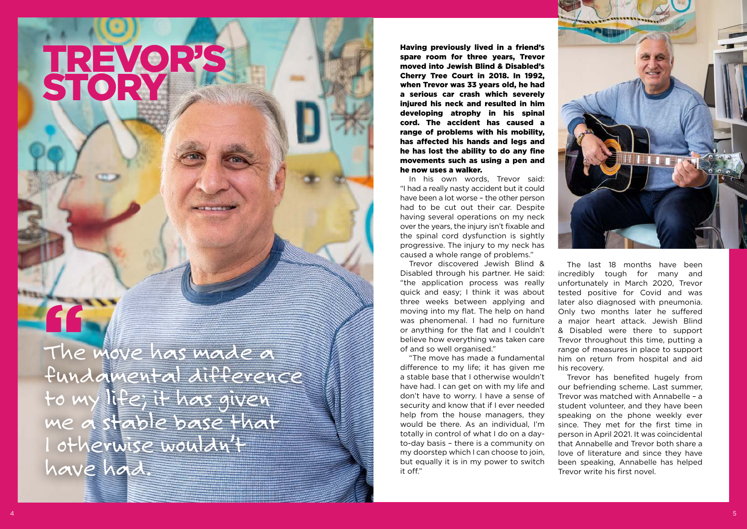# TREVOR'S STORY

> "The move has made a fundamental difference to my life; it has given me a stable base that I otherwise wouldn't have had.

**Having previously lived in a friend's spare room for three years, Trevor moved into Jewish Blind & Disabled's Cherry Tree Court in 2018. In 1992, when Trevor was 33 years old, he had a serious car crash which severely injured his neck and resulted in him developing atrophy in his spinal cord. The accident has caused a range of problems with his mobility, has affected his hands and legs and he has lost the ability to do any fine movements such as using a pen and he now uses a walker.**

In his own words, Trevor said: "I had a really nasty accident but it could have been a lot worse – the other person had to be cut out their car. Despite having several operations on my neck over the years, the injury isn't fixable and the spinal cord dysfunction is sightly progressive. The injury to my neck has caused a whole range of problems."

Trevor discovered Jewish Blind & Disabled through his partner. He said: "the application process was really quick and easy; I think it was about three weeks between applying and moving into my flat. The help on hand was phenomenal. I had no furniture or anything for the flat and I couldn't believe how everything was taken care of and so well organised."

"The move has made a fundamental difference to my life; it has given me a stable base that I otherwise wouldn't have had. I can get on with my life and don't have to worry. I have a sense of security and know that if I ever needed help from the house managers, they would be there. As an individual, I'm totally in control of what I do on a day-to-day basis – there is a community on my doorstep which I can choose to join, but equally it is in my power to switch it off."

The last 18 months have been incredibly tough for many and unfortunately in March 2020, Trevor tested positive for Covid and was later also diagnosed with pneumonia. Only two months later he suffered a major heart attack. Jewish Blind & Disabled were there to support Trevor throughout this time, putting a range of measures in place to support him on return from hospital and aid his recovery.

Trevor has benefited hugely from our befriending scheme. Last summer, Trevor was matched with Annabelle – a student volunteer, and they have been speaking on the phone weekly ever since. They met for the first time in person in April 2021. It was coincidental that Annabelle and Trevor both share a love of literature and since they have been speaking, Annabelle has helped Trevor write his first novel.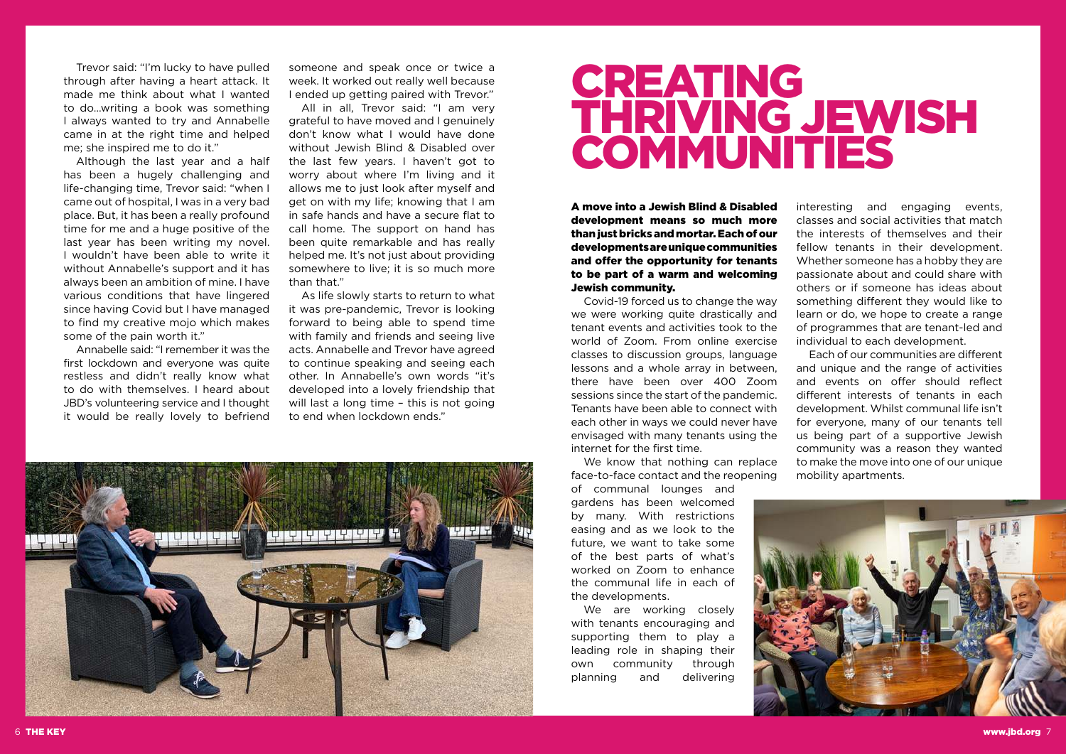Trevor said: "I'm lucky to have pulled through after having a heart attack. It made me think about what I wanted to do...writing a book was something I always wanted to try and Annabelle came in at the right time and helped me; she inspired me to do it."

Although the last year and a half has been a hugely challenging and life-changing time, Trevor said: "when I came out of hospital, I was in a very bad place. But, it has been a really profound time for me and a huge positive of the last year has been writing my novel. I wouldn't have been able to write it without Annabelle's support and it has always been an ambition of mine. I have various conditions that have lingered since having Covid but I have managed to find my creative mojo which makes some of the pain worth it."

Annabelle said: "I remember it was the first lockdown and everyone was quite restless and didn't really know what to do with themselves. I heard about JBD's volunteering service and I thought it would be really lovely to befriend someone and speak once or twice a week. It worked out really well because I ended up getting paired with Trevor."

All in all, Trevor said: "I am very grateful to have moved and I genuinely don't know what I would have done without Jewish Blind & Disabled over the last few years. I haven't got to worry about where I'm living and it allows me to just look after myself and get on with my life; knowing that I am in safe hands and have a secure flat to call home. The support on hand has been quite remarkable and has really helped me. It's not just about providing somewhere to live; it is so much more than that."

As life slowly starts to return to what it was pre-pandemic, Trevor is looking forward to being able to spend time with family and friends and seeing live acts. Annabelle and Trevor have agreed to continue speaking and seeing each other. In Annabelle's own words "it's developed into a lovely friendship that will last a long time – this is not going to end when lockdown ends."

# CREATING THRIVING JEWISH COMMUNITIES

**A move into a Jewish Blind & Disabled development means so much more than just bricks and mortar. Each of our developments are unique communities and offer the opportunity for tenants to be part of a warm and welcoming Jewish community.**

Covid-19 forced us to change the way we were working quite drastically and tenant events and activities took to the world of Zoom. From online exercise classes to discussion groups, language lessons and a whole array in between, there have been over 400 Zoom sessions since the start of the pandemic. Tenants have been able to connect with each other in ways we could never have envisaged with many tenants using the internet for the first time.

We know that nothing can replace face-to-face contact and the reopening of communal lounges and gardens has been welcomed by many. With restrictions easing and as we look to the future, we want to take some of the best parts of what's worked on Zoom to enhance the communal life in each of the developments.

We are working closely with tenants encouraging and supporting them to play a leading role in shaping their own community through planning and delivering interesting and engaging events, classes and social activities that match the interests of themselves and their fellow tenants in their development. Whether someone has a hobby they are passionate about and could share with others or if someone has ideas about something different they would like to learn or do, we hope to create a range of programmes that are tenant-led and individual to each development.

Each of our communities are different and unique and the range of activities and events on offer should reflect different interests of tenants in each development. Whilst communal life isn't for everyone, many of our tenants tell us being part of a supportive Jewish community was a reason they wanted to make the move into one of our unique mobility apartments.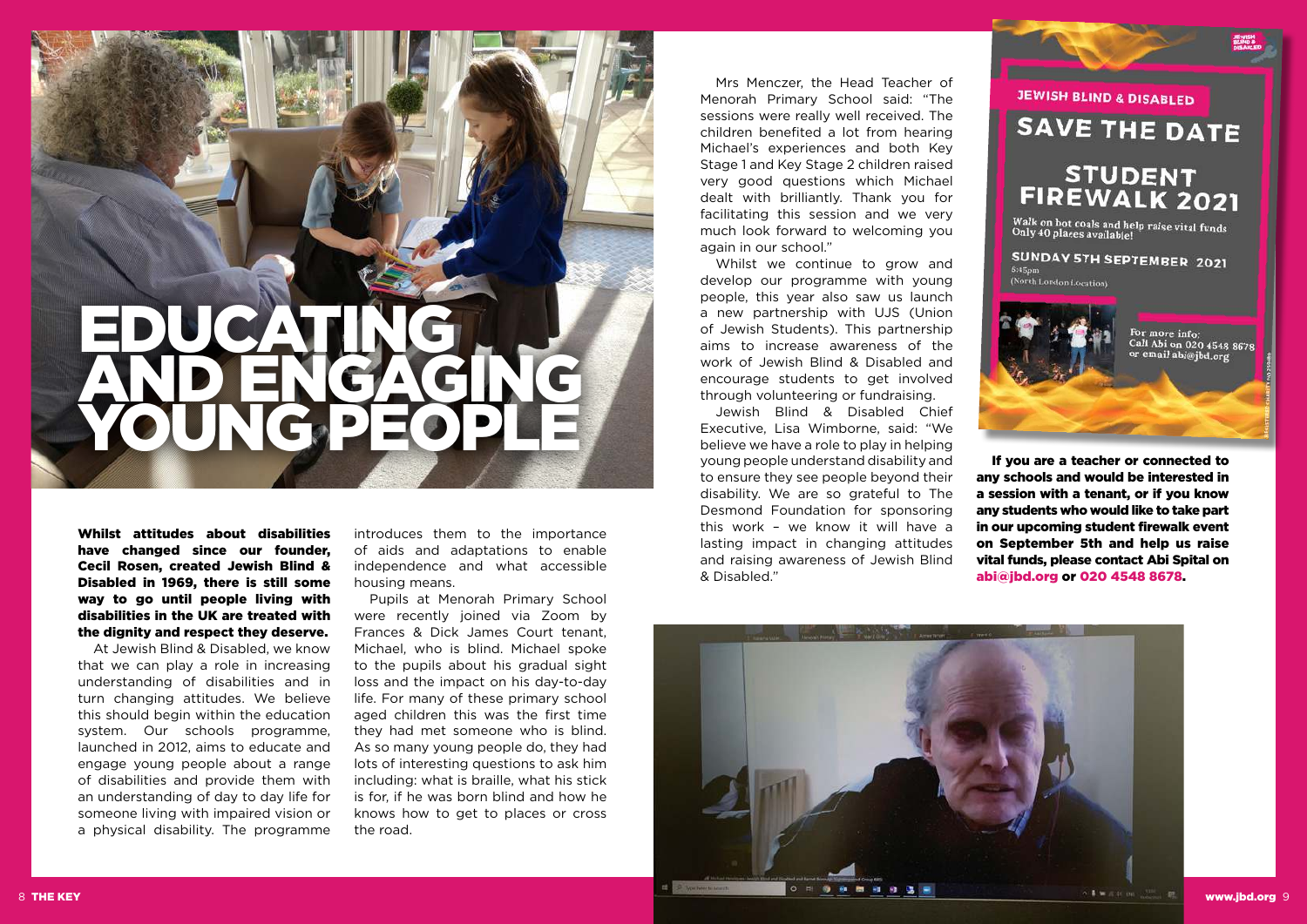# EDUCATING AND ENGAGING YOUNG PEOPLE

**Whilst attitudes about disabilities have changed since our founder, Cecil Rosen, created Jewish Blind & Disabled in 1969, there is still some way to go until people living with disabilities in the UK are treated with the dignity and respect they deserve.**

At Jewish Blind & Disabled, we know that we can play a role in increasing understanding of disabilities and in turn changing attitudes. We believe this should begin within the education system. Our schools programme, launched in 2012, aims to educate and engage young people about a range of disabilities and provide them with an understanding of day to day life for someone living with impaired vision or a physical disability. The programme introduces them to the importance of aids and adaptations to enable independence and what accessible housing means.

Pupils at Menorah Primary School were recently joined via Zoom by Frances & Dick James Court tenant, Michael, who is blind. Michael spoke to the pupils about his gradual sight loss and the impact on his day-to-day life. For many of these primary school aged children this was the first time they had met someone who is blind. As so many young people do, they had lots of interesting questions to ask him including: what is braille, what his stick is for, if he was born blind and how he knows how to get to places or cross the road.

Mrs Menczer, the Head Teacher of Menorah Primary School said: "The sessions were really well received. The children benefited a lot from hearing Michael's experiences and both Key Stage 1 and Key Stage 2 children raised very good questions which Michael dealt with brilliantly. Thank you for facilitating this session and we very much look forward to welcoming you again in our school."

Whilst we continue to grow and develop our programme with young people, this year also saw us launch a new partnership with UJS (Union of Jewish Students). This partnership aims to increase awareness of the work of Jewish Blind & Disabled and encourage students to get involved through volunteering or fundraising.

Jewish Blind & Disabled Chief Executive, Lisa Wimborne, said: "We believe we have a role to play in helping young people understand disability and to ensure they see people beyond their disability. We are so grateful to The Desmond Foundation for sponsoring this work – we know it will have a lasting impact in changing attitudes and raising awareness of Jewish Blind & Disabled."

JEWISH BLIND & DISABLED

SAVE THE DATE

STUDENT FIREWALK 2021

Walk on hot coals and help raise vital funds
Only 40 places available!

SUNDAY 5TH SEPTEMBER 2021
6:45pm
(North London Location)

For more info:
Call Abi on 020 4548 8678
or email abi@jbd.org

**If you are a teacher or connected to any schools and would be interested in a session with a tenant, or if you know any students who would like to take part in our upcoming student firewalk event on September 5th and help us raise vital funds, please contact Abi Spital on abi@jbd.org or 020 4548 8678.**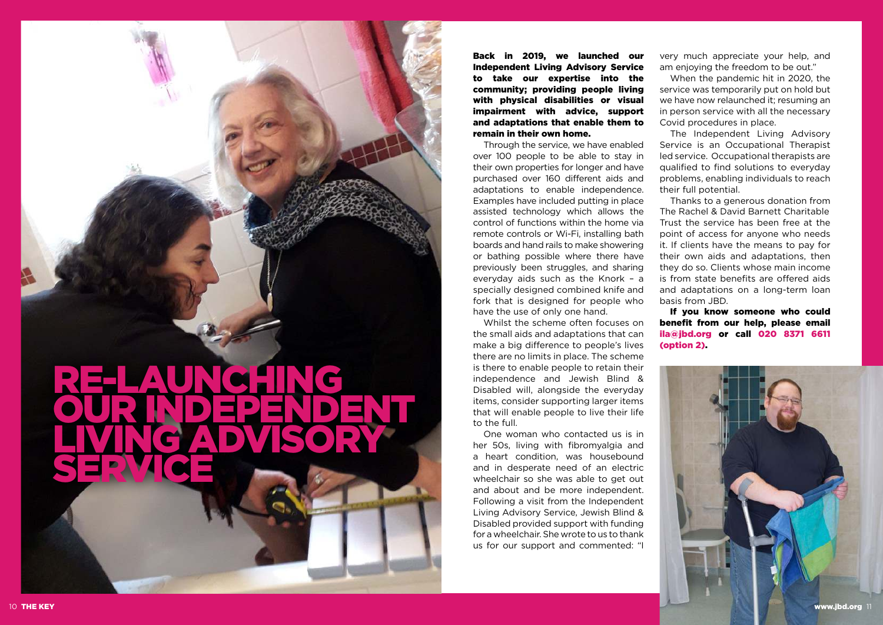# RE-LAUNCHING OUR INDEPENDENT LIVING ADVISORY SERVICE

**Back in 2019, we launched our Independent Living Advisory Service to take our expertise into the community; providing people living with physical disabilities or visual impairment with advice, support and adaptations that enable them to remain in their own home.**

Through the service, we have enabled over 100 people to be able to stay in their own properties for longer and have purchased over 160 different aids and adaptations to enable independence. Examples have included putting in place assisted technology which allows the control of functions within the home via remote controls or Wi-Fi, installing bath boards and hand rails to make showering or bathing possible where there have previously been struggles, and sharing everyday aids such as the Knork – a specially designed combined knife and fork that is designed for people who have the use of only one hand.

Whilst the scheme often focuses on the small aids and adaptations that can make a big difference to people's lives there are no limits in place. The scheme is there to enable people to retain their independence and Jewish Blind & Disabled will, alongside the everyday items, consider supporting larger items that will enable people to live their life to the full.

One woman who contacted us is in her 50s, living with fibromyalgia and a heart condition, was housebound and in desperate need of an electric wheelchair so she was able to get out and about and be more independent. Following a visit from the Independent Living Advisory Service, Jewish Blind & Disabled provided support with funding for a wheelchair. She wrote to us to thank us for our support and commented: "I very much appreciate your help, and am enjoying the freedom to be out."

When the pandemic hit in 2020, the service was temporarily put on hold but we have now relaunched it; resuming an in person service with all the necessary Covid procedures in place.

The Independent Living Advisory Service is an Occupational Therapist led service. Occupational therapists are qualified to find solutions to everyday problems, enabling individuals to reach their full potential.

Thanks to a generous donation from The Rachel & David Barnett Charitable Trust the service has been free at the point of access for anyone who needs it. If clients have the means to pay for their own aids and adaptations, then they do so. Clients whose main income is from state benefits are offered aids and adaptations on a long-term loan basis from JBD.

**If you know someone who could benefit from our help, please email ila@jbd.org or call 020 8371 6611 (option 2).**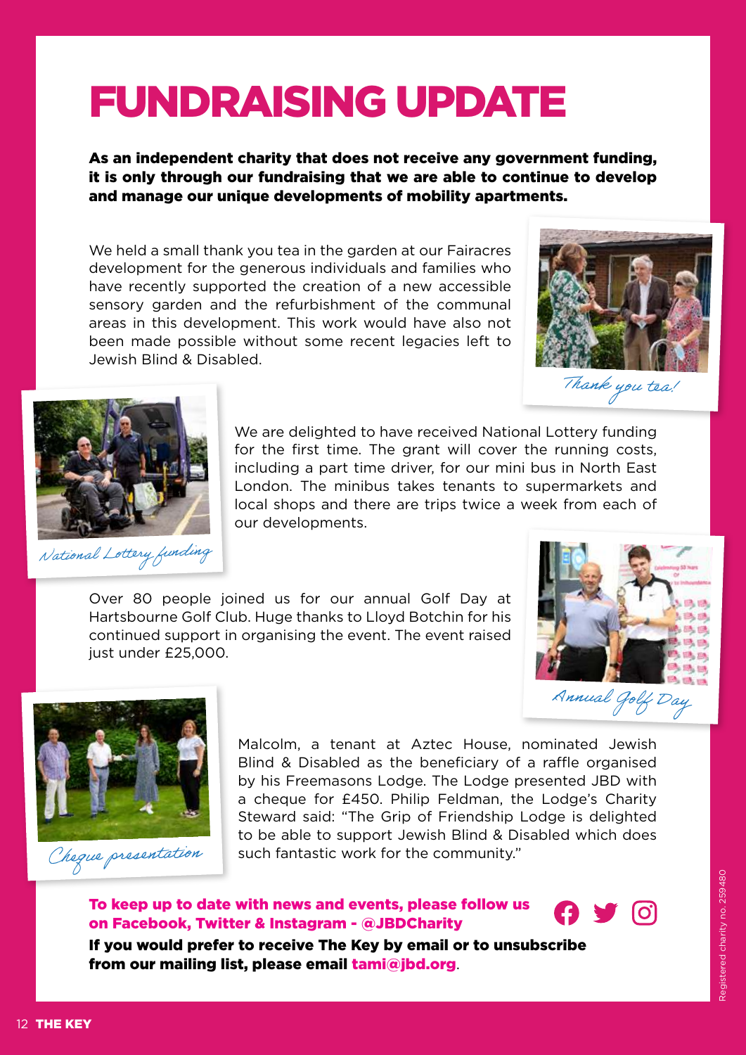# FUNDRAISING UPDATE

**As an independent charity that does not receive any government funding, it is only through our fundraising that we are able to continue to develop and manage our unique developments of mobility apartments.**

We held a small thank you tea in the garden at our Fairacres development for the generous individuals and families who have recently supported the creation of a new accessible sensory garden and the refurbishment of the communal areas in this development. This work would have also not been made possible without some recent legacies left to Jewish Blind & Disabled.

*Thank you tea!*

We are delighted to have received National Lottery funding for the first time. The grant will cover the running costs, including a part time driver, for our mini bus in North East London. The minibus takes tenants to supermarkets and local shops and there are trips twice a week from each of our developments.

*National Lottery funding*

Over 80 people joined us for our annual Golf Day at Hartsbourne Golf Club. Huge thanks to Lloyd Botchin for his continued support in organising the event. The event raised just under £25,000.

*Annual Golf Day*

Malcolm, a tenant at Aztec House, nominated Jewish Blind & Disabled as the beneficiary of a raffle organised by his Freemasons Lodge. The Lodge presented JBD with a cheque for £450. Philip Feldman, the Lodge's Charity Steward said: "The Grip of Friendship Lodge is delighted to be able to support Jewish Blind & Disabled which does such fantastic work for the community."

*Cheque presentation*

**To keep up to date with news and events, please follow us on Facebook, Twitter & Instagram - @JBDCharity**

**If you would prefer to receive The Key by email or to unsubscribe from our mailing list, please email tami@jbd.org.**

Registered charity no. 259480